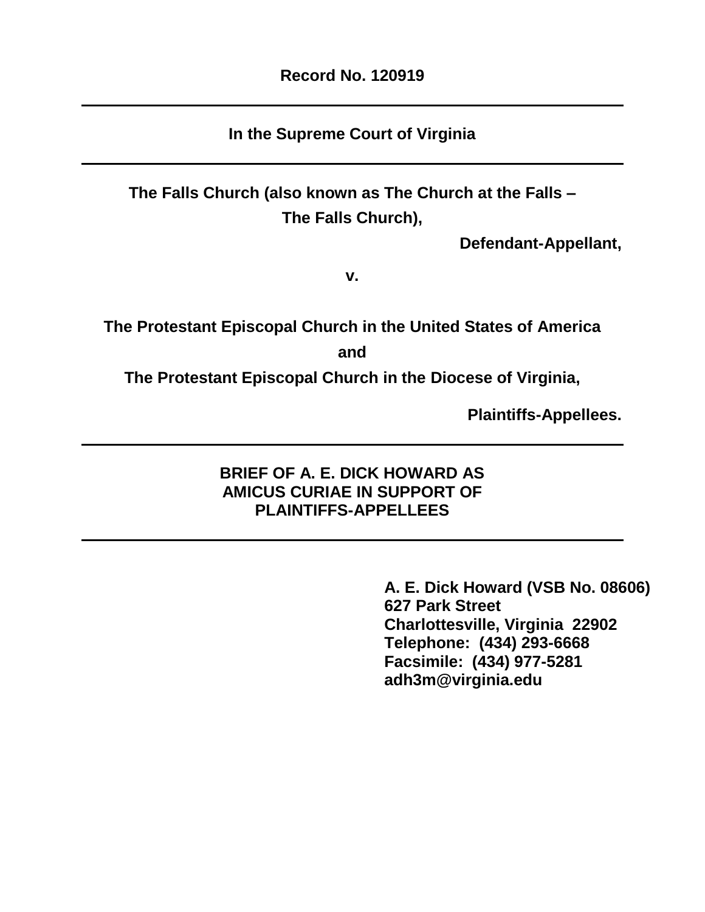**Record No. 120919**

---

**In the Supreme Court of Virginia**

---

**The Falls Church (also known as The Church at the Falls – The Falls Church),**

**Defendant-Appellant,**

**v.**

**The Protestant Episcopal Church in the United States of America**

**and**

**The Protestant Episcopal Church in the Diocese of Virginia,**

**Plaintiffs-Appellees.**

---

**BRIEF OF A. E. DICK HOWARD AS AMICUS CURIAE IN SUPPORT OF PLAINTIFFS-APPELLEES**

---

**A. E. Dick Howard (VSB No. 08606)**
**627 Park Street**
**Charlottesville, Virginia 22902**
**Telephone: (434) 293-6668**
**Facsimile: (434) 977-5281**
**adh3m@virginia.edu**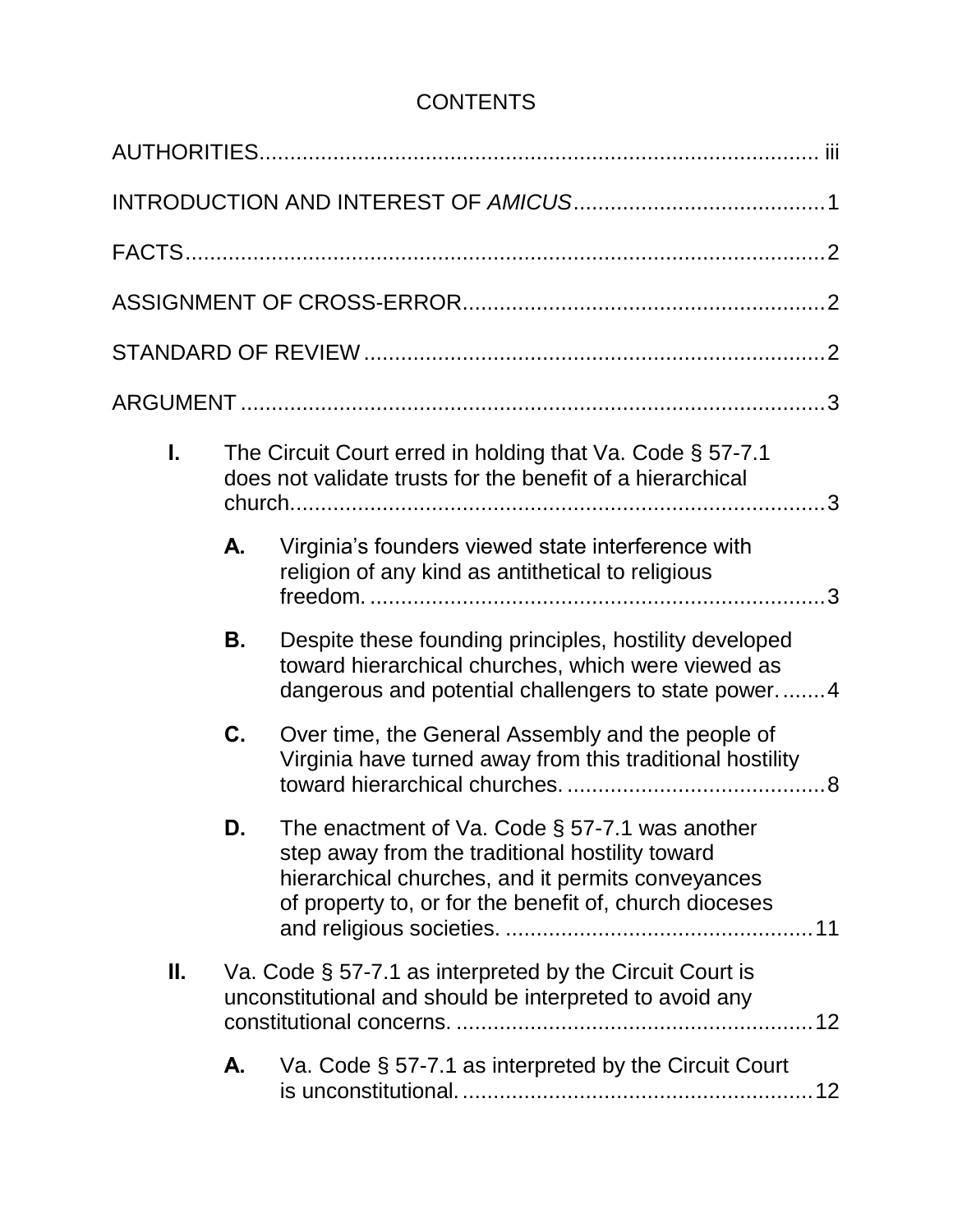# CONTENTS

AUTHORITIES........................................................................................ iii

INTRODUCTION AND INTEREST OF *AMICUS*.........................................1

FACTS.........................................................................................................2

ASSIGNMENT OF CROSS-ERROR...........................................................2

STANDARD OF REVIEW...........................................................................2

ARGUMENT ...............................................................................................3

**I.** The Circuit Court erred in holding that Va. Code § 57-7.1 does not validate trusts for the benefit of a hierarchical church.......................................................................................3

- **A.** Virginia's founders viewed state interference with religion of any kind as antithetical to religious freedom. ..........................................................................3
- **B.** Despite these founding principles, hostility developed toward hierarchical churches, which were viewed as dangerous and potential challengers to state power. .......4
- **C.** Over time, the General Assembly and the people of Virginia have turned away from this traditional hostility toward hierarchical churches. ..........................................8
- **D.** The enactment of Va. Code § 57-7.1 was another step away from the traditional hostility toward hierarchical churches, and it permits conveyances of property to, or for the benefit of, church dioceses and religious societies. ..................................................11

**II.** Va. Code § 57-7.1 as interpreted by the Circuit Court is unconstitutional and should be interpreted to avoid any constitutional concerns. ..........................................................12

- **A.** Va. Code § 57-7.1 as interpreted by the Circuit Court is unconstitutional. .........................................................12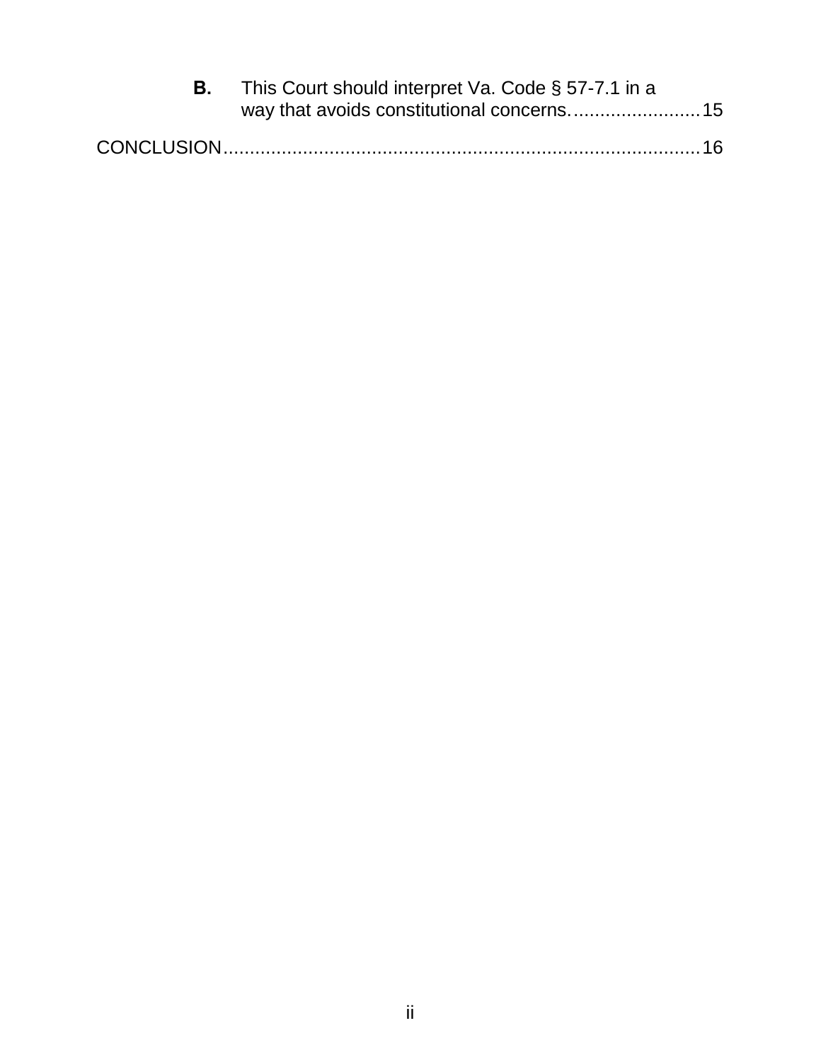**B.** This Court should interpret Va. Code § 57-7.1 in a way that avoids constitutional concerns......................... 15

CONCLUSION........................................................................................... 16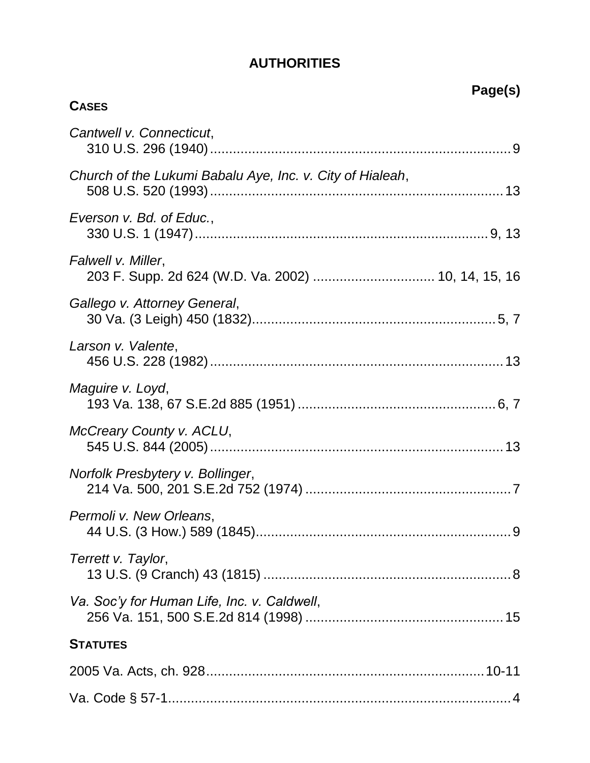# AUTHORITIES

**Page(s)**

**CASES**

*Cantwell v. Connecticut*,
310 U.S. 296 (1940) .......... 9

*Church of the Lukumi Babalu Aye, Inc. v. City of Hialeah*,
508 U.S. 520 (1993) .......... 13

*Everson v. Bd. of Educ.*,
330 U.S. 1 (1947) .......... 9, 13

*Falwell v. Miller*,
203 F. Supp. 2d 624 (W.D. Va. 2002) .......... 10, 14, 15, 16

*Gallego v. Attorney General*,
30 Va. (3 Leigh) 450 (1832) .......... 5, 7

*Larson v. Valente*,
456 U.S. 228 (1982) .......... 13

*Maguire v. Loyd*,
193 Va. 138, 67 S.E.2d 885 (1951) .......... 6, 7

*McCreary County v. ACLU*,
545 U.S. 844 (2005) .......... 13

*Norfolk Presbytery v. Bollinger*,
214 Va. 500, 201 S.E.2d 752 (1974) .......... 7

*Permoli v. New Orleans*,
44 U.S. (3 How.) 589 (1845) .......... 9

*Terrett v. Taylor*,
13 U.S. (9 Cranch) 43 (1815) .......... 8

*Va. Soc'y for Human Life, Inc. v. Caldwell*,
256 Va. 151, 500 S.E.2d 814 (1998) .......... 15

**STATUTES**

2005 Va. Acts, ch. 928 .......... 10-11

Va. Code § 57-1 .......... 4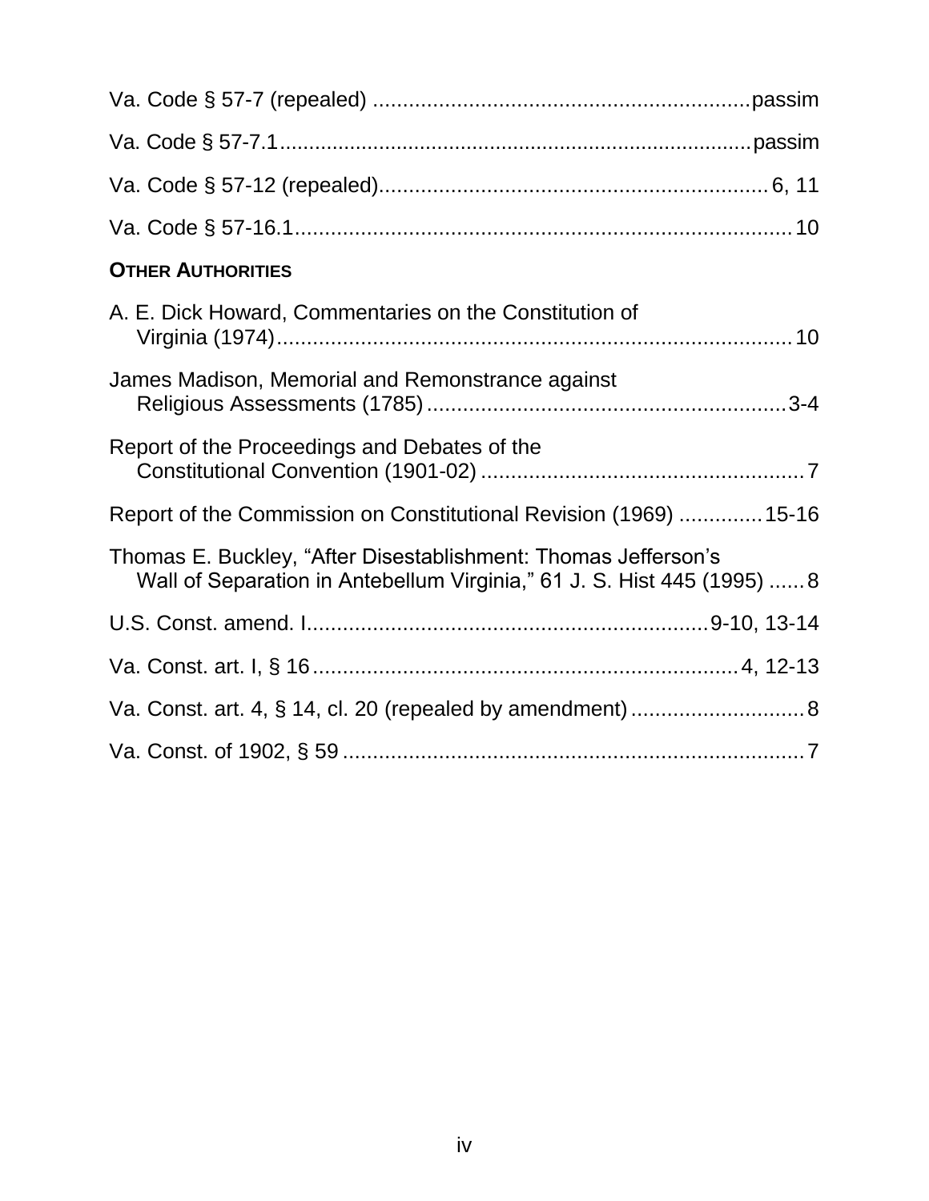Va. Code § 57-7 (repealed) ................................................................passim

Va. Code § 57-7.1................................................................................passim

Va. Code § 57-12 (repealed)..................................................................6, 11

Va. Code § 57-16.1.....................................................................................10

**OTHER AUTHORITIES**

A. E. Dick Howard, Commentaries on the Constitution of Virginia (1974).....................................................................................10

James Madison, Memorial and Remonstrance against Religious Assessments (1785)..............................................................3-4

Report of the Proceedings and Debates of the Constitutional Convention (1901-02).......................................................7

Report of the Commission on Constitutional Revision (1969) ..............15-16

Thomas E. Buckley, "After Disestablishment: Thomas Jefferson's Wall of Separation in Antebellum Virginia," 61 J. S. Hist 445 (1995) ......8

U.S. Const. amend. I...................................................................9-10, 13-14

Va. Const. art. I, § 16.......................................................................4, 12-13

Va. Const. art. 4, § 14, cl. 20 (repealed by amendment).............................8

Va. Const. of 1902, § 59 ..............................................................................7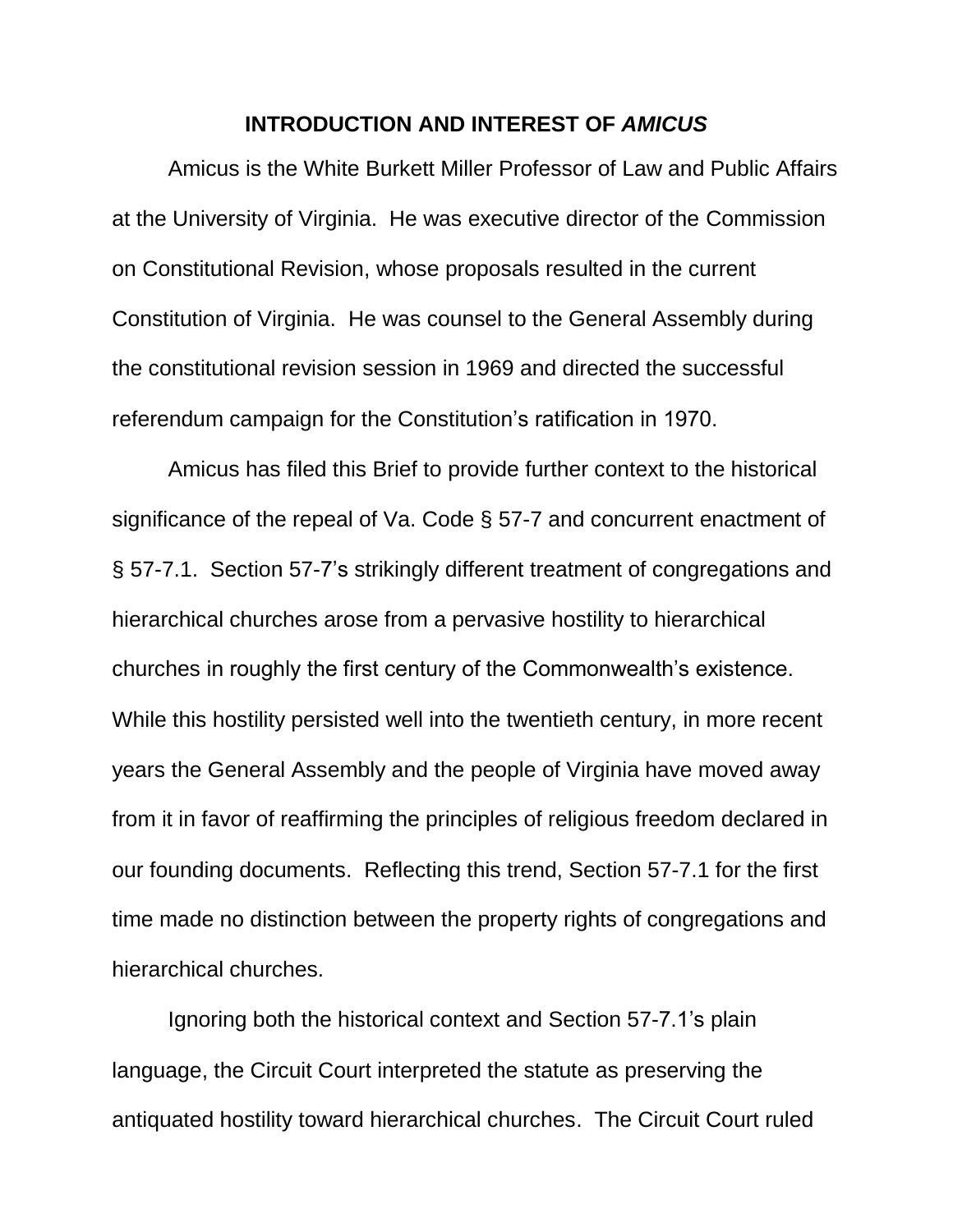## INTRODUCTION AND INTEREST OF *AMICUS*

Amicus is the White Burkett Miller Professor of Law and Public Affairs at the University of Virginia. He was executive director of the Commission on Constitutional Revision, whose proposals resulted in the current Constitution of Virginia. He was counsel to the General Assembly during the constitutional revision session in 1969 and directed the successful referendum campaign for the Constitution's ratification in 1970.

Amicus has filed this Brief to provide further context to the historical significance of the repeal of Va. Code § 57-7 and concurrent enactment of § 57-7.1. Section 57-7's strikingly different treatment of congregations and hierarchical churches arose from a pervasive hostility to hierarchical churches in roughly the first century of the Commonwealth's existence. While this hostility persisted well into the twentieth century, in more recent years the General Assembly and the people of Virginia have moved away from it in favor of reaffirming the principles of religious freedom declared in our founding documents. Reflecting this trend, Section 57-7.1 for the first time made no distinction between the property rights of congregations and hierarchical churches.

Ignoring both the historical context and Section 57-7.1's plain language, the Circuit Court interpreted the statute as preserving the antiquated hostility toward hierarchical churches. The Circuit Court ruled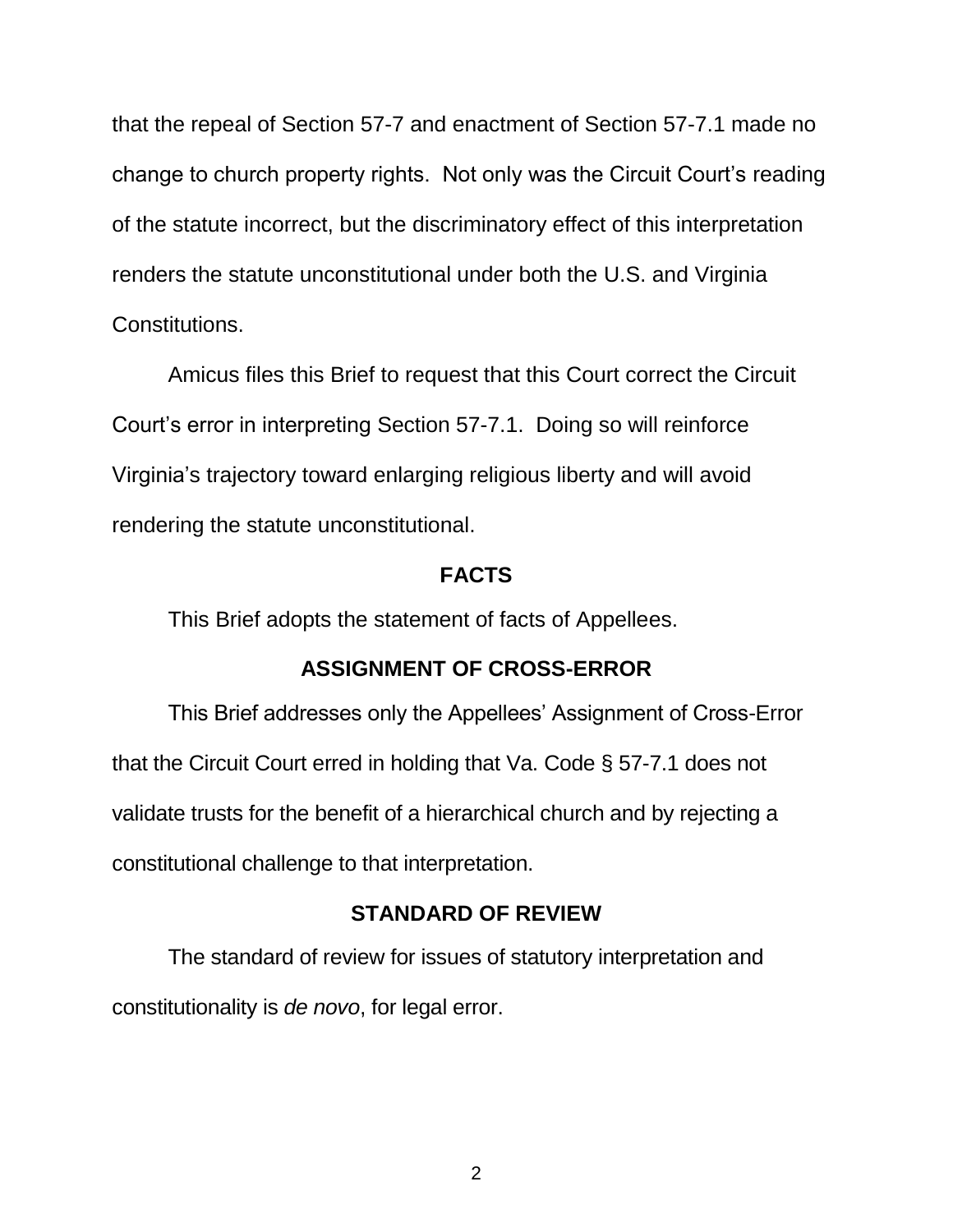that the repeal of Section 57-7 and enactment of Section 57-7.1 made no change to church property rights. Not only was the Circuit Court's reading of the statute incorrect, but the discriminatory effect of this interpretation renders the statute unconstitutional under both the U.S. and Virginia Constitutions.

Amicus files this Brief to request that this Court correct the Circuit Court's error in interpreting Section 57-7.1. Doing so will reinforce Virginia's trajectory toward enlarging religious liberty and will avoid rendering the statute unconstitutional.

## FACTS

This Brief adopts the statement of facts of Appellees.

## ASSIGNMENT OF CROSS-ERROR

This Brief addresses only the Appellees' Assignment of Cross-Error that the Circuit Court erred in holding that Va. Code § 57-7.1 does not validate trusts for the benefit of a hierarchical church and by rejecting a constitutional challenge to that interpretation.

## STANDARD OF REVIEW

The standard of review for issues of statutory interpretation and constitutionality is *de novo*, for legal error.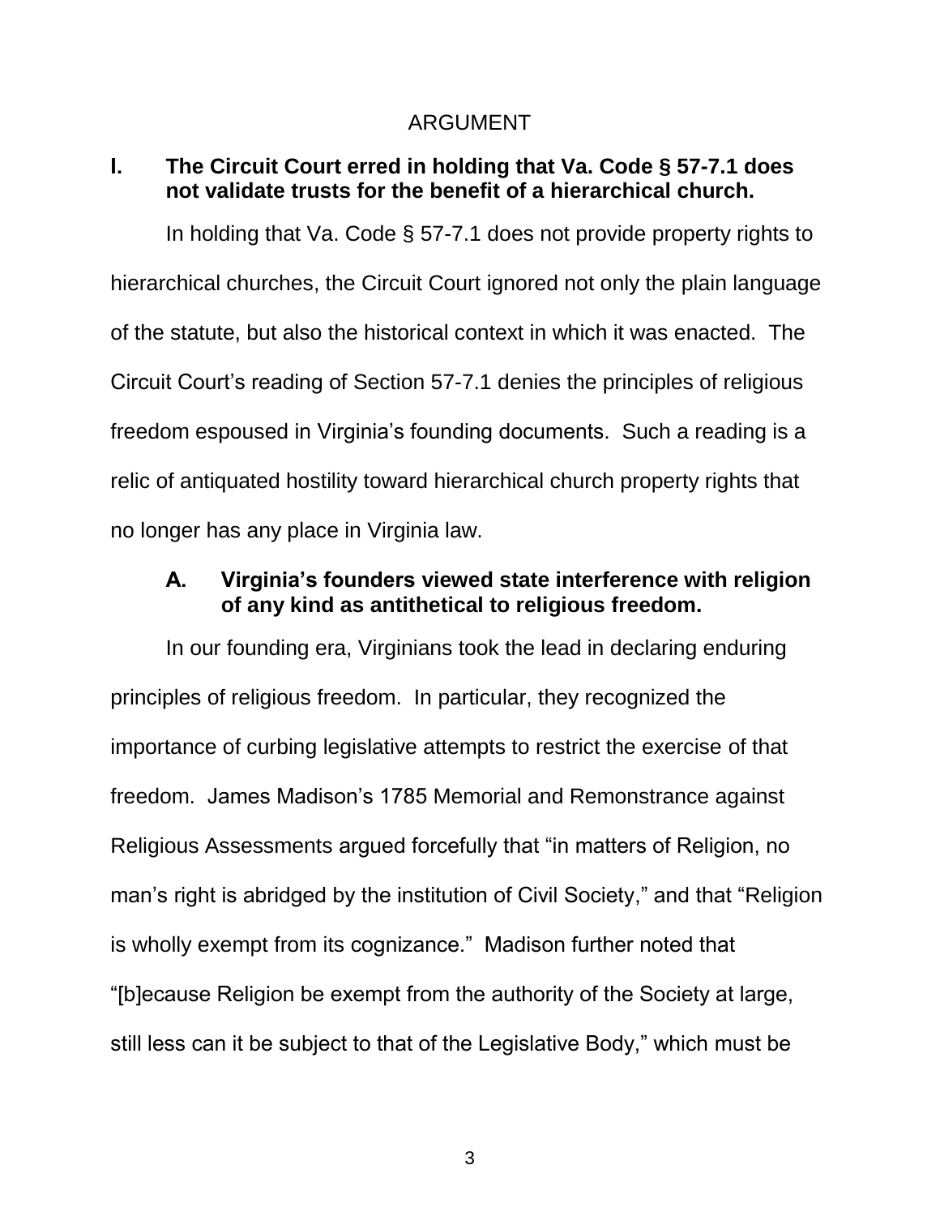# ARGUMENT

## I. The Circuit Court erred in holding that Va. Code § 57-7.1 does not validate trusts for the benefit of a hierarchical church.

In holding that Va. Code § 57-7.1 does not provide property rights to hierarchical churches, the Circuit Court ignored not only the plain language of the statute, but also the historical context in which it was enacted. The Circuit Court's reading of Section 57-7.1 denies the principles of religious freedom espoused in Virginia's founding documents. Such a reading is a relic of antiquated hostility toward hierarchical church property rights that no longer has any place in Virginia law.

### A. Virginia's founders viewed state interference with religion of any kind as antithetical to religious freedom.

In our founding era, Virginians took the lead in declaring enduring principles of religious freedom. In particular, they recognized the importance of curbing legislative attempts to restrict the exercise of that freedom. James Madison's 1785 Memorial and Remonstrance against Religious Assessments argued forcefully that "in matters of Religion, no man's right is abridged by the institution of Civil Society," and that "Religion is wholly exempt from its cognizance." Madison further noted that "[b]ecause Religion be exempt from the authority of the Society at large, still less can it be subject to that of the Legislative Body," which must be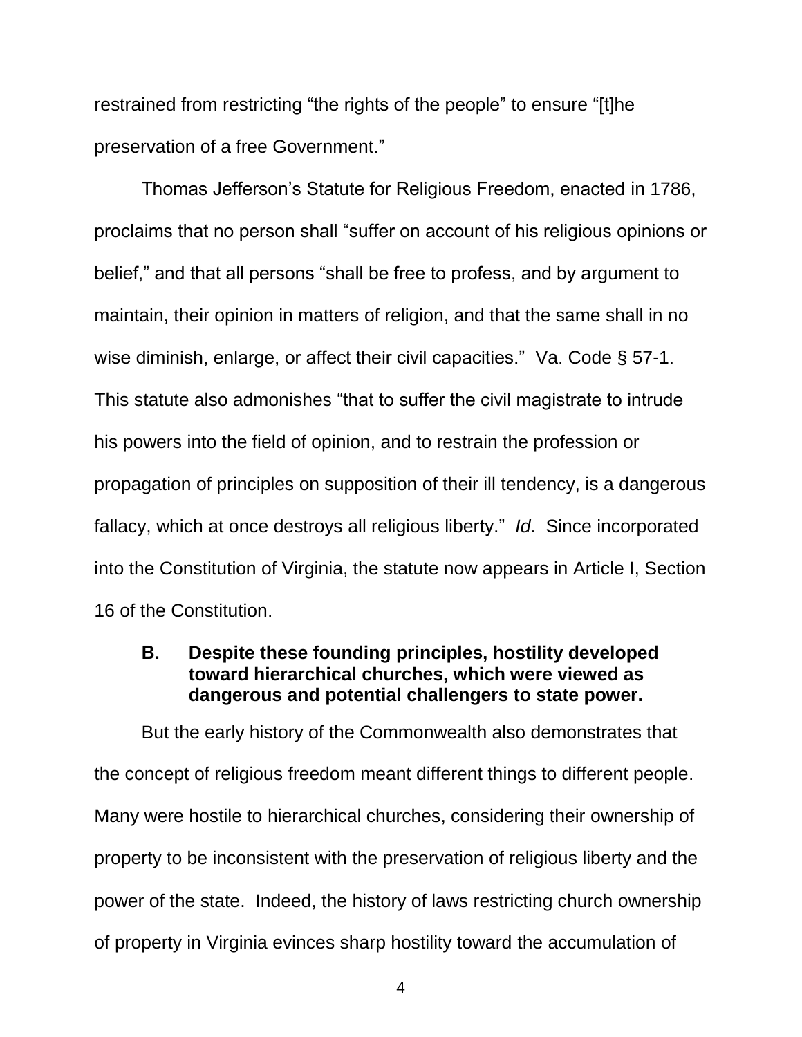restrained from restricting "the rights of the people" to ensure "[t]he preservation of a free Government."

Thomas Jefferson's Statute for Religious Freedom, enacted in 1786, proclaims that no person shall "suffer on account of his religious opinions or belief," and that all persons "shall be free to profess, and by argument to maintain, their opinion in matters of religion, and that the same shall in no wise diminish, enlarge, or affect their civil capacities." Va. Code § 57-1. This statute also admonishes "that to suffer the civil magistrate to intrude his powers into the field of opinion, and to restrain the profession or propagation of principles on supposition of their ill tendency, is a dangerous fallacy, which at once destroys all religious liberty." *Id*. Since incorporated into the Constitution of Virginia, the statute now appears in Article I, Section 16 of the Constitution.

### B. Despite these founding principles, hostility developed toward hierarchical churches, which were viewed as dangerous and potential challengers to state power.

But the early history of the Commonwealth also demonstrates that the concept of religious freedom meant different things to different people. Many were hostile to hierarchical churches, considering their ownership of property to be inconsistent with the preservation of religious liberty and the power of the state. Indeed, the history of laws restricting church ownership of property in Virginia evinces sharp hostility toward the accumulation of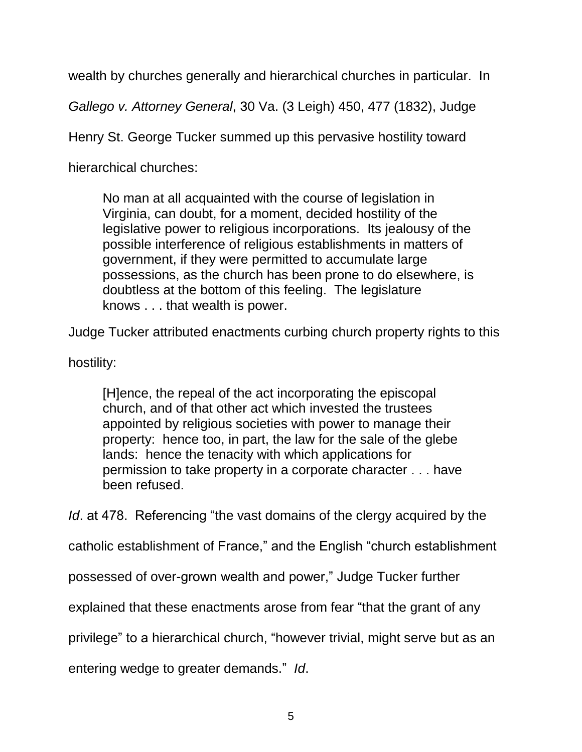wealth by churches generally and hierarchical churches in particular. In *Gallego v. Attorney General*, 30 Va. (3 Leigh) 450, 477 (1832), Judge Henry St. George Tucker summed up this pervasive hostility toward hierarchical churches:

> No man at all acquainted with the course of legislation in Virginia, can doubt, for a moment, decided hostility of the legislative power to religious incorporations. Its jealousy of the possible interference of religious establishments in matters of government, if they were permitted to accumulate large possessions, as the church has been prone to do elsewhere, is doubtless at the bottom of this feeling. The legislature knows . . . that wealth is power.

Judge Tucker attributed enactments curbing church property rights to this hostility:

> [H]ence, the repeal of the act incorporating the episcopal church, and of that other act which invested the trustees appointed by religious societies with power to manage their property: hence too, in part, the law for the sale of the glebe lands: hence the tenacity with which applications for permission to take property in a corporate character . . . have been refused.

*Id*. at 478. Referencing "the vast domains of the clergy acquired by the catholic establishment of France," and the English "church establishment possessed of over-grown wealth and power," Judge Tucker further explained that these enactments arose from fear "that the grant of any privilege" to a hierarchical church, "however trivial, might serve but as an entering wedge to greater demands." *Id*.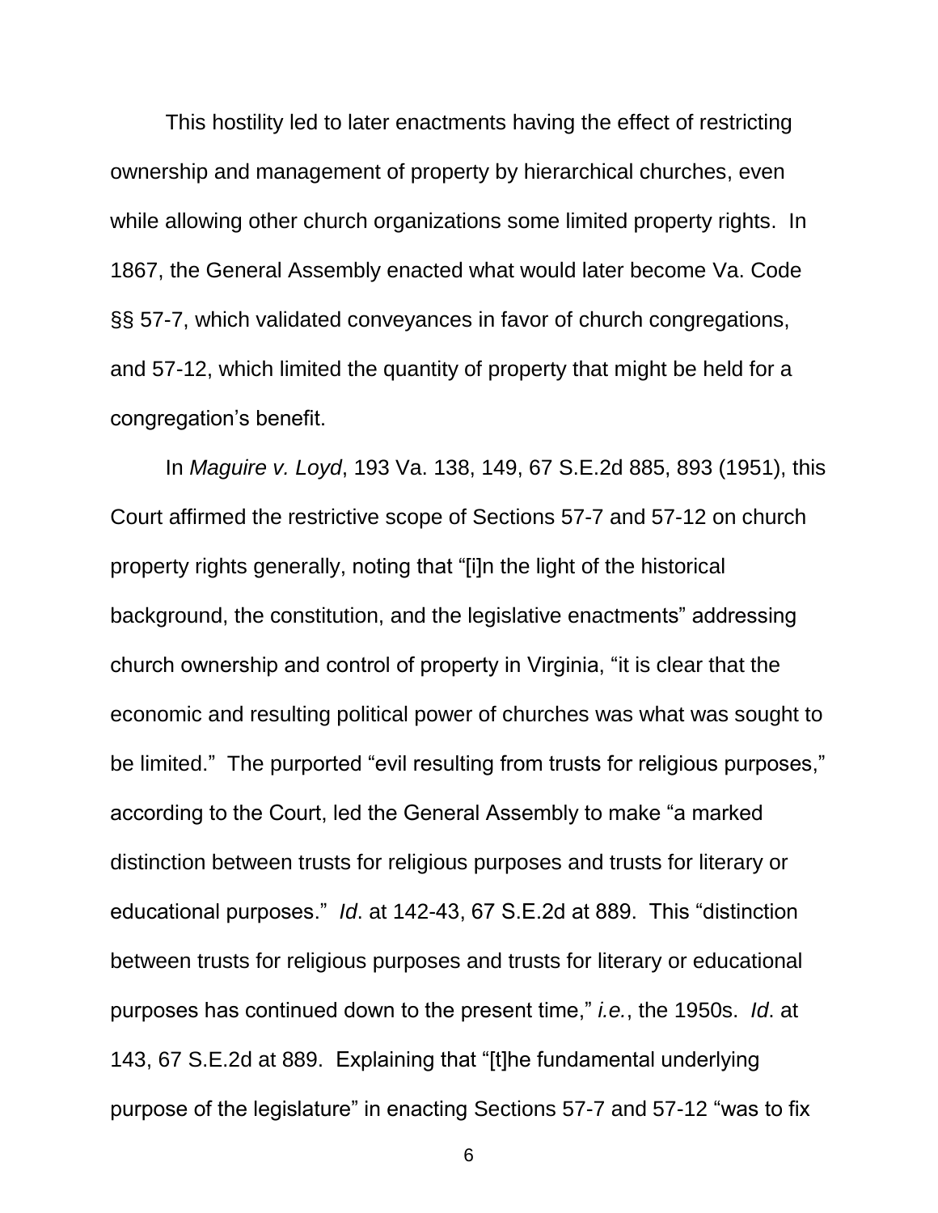This hostility led to later enactments having the effect of restricting ownership and management of property by hierarchical churches, even while allowing other church organizations some limited property rights. In 1867, the General Assembly enacted what would later become Va. Code §§ 57-7, which validated conveyances in favor of church congregations, and 57-12, which limited the quantity of property that might be held for a congregation's benefit.

In *Maguire v. Loyd*, 193 Va. 138, 149, 67 S.E.2d 885, 893 (1951), this Court affirmed the restrictive scope of Sections 57-7 and 57-12 on church property rights generally, noting that "[i]n the light of the historical background, the constitution, and the legislative enactments" addressing church ownership and control of property in Virginia, "it is clear that the economic and resulting political power of churches was what was sought to be limited." The purported "evil resulting from trusts for religious purposes," according to the Court, led the General Assembly to make "a marked distinction between trusts for religious purposes and trusts for literary or educational purposes." *Id*. at 142-43, 67 S.E.2d at 889. This "distinction between trusts for religious purposes and trusts for literary or educational purposes has continued down to the present time," *i.e.*, the 1950s. *Id*. at 143, 67 S.E.2d at 889. Explaining that "[t]he fundamental underlying purpose of the legislature" in enacting Sections 57-7 and 57-12 "was to fix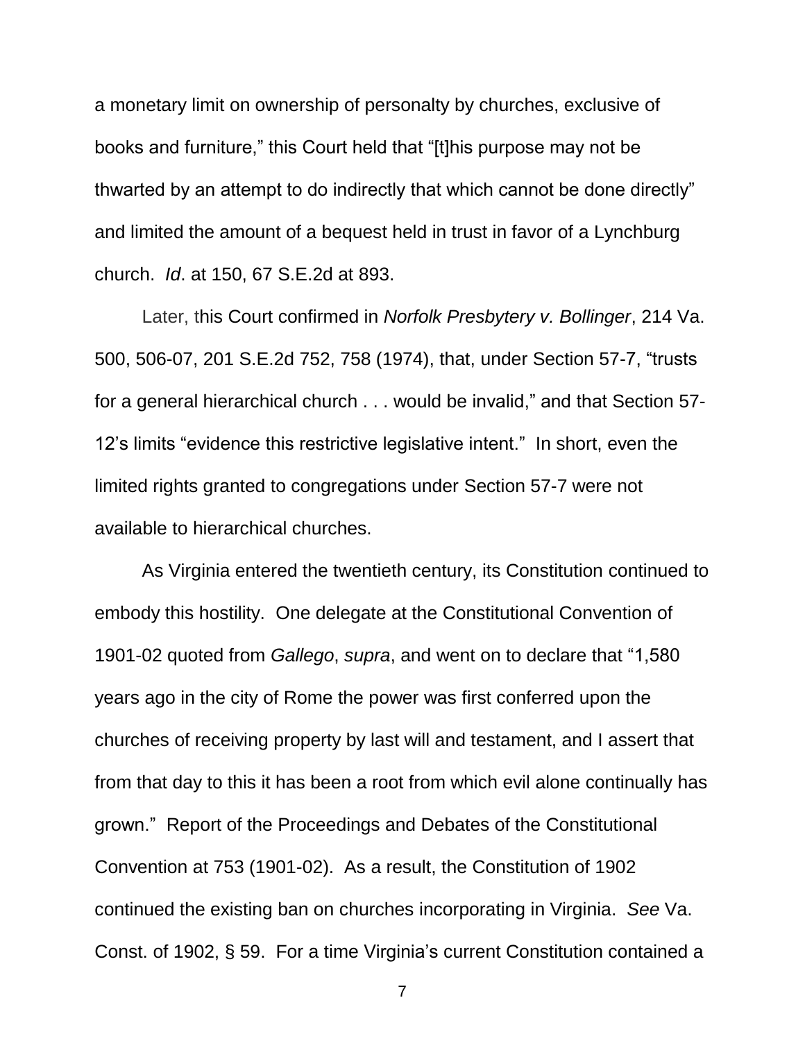a monetary limit on ownership of personalty by churches, exclusive of books and furniture," this Court held that "[t]his purpose may not be thwarted by an attempt to do indirectly that which cannot be done directly" and limited the amount of a bequest held in trust in favor of a Lynchburg church. *Id*. at 150, 67 S.E.2d at 893.

Later, this Court confirmed in *Norfolk Presbytery v. Bollinger*, 214 Va. 500, 506-07, 201 S.E.2d 752, 758 (1974), that, under Section 57-7, "trusts for a general hierarchical church . . . would be invalid," and that Section 57-12's limits "evidence this restrictive legislative intent." In short, even the limited rights granted to congregations under Section 57-7 were not available to hierarchical churches.

As Virginia entered the twentieth century, its Constitution continued to embody this hostility. One delegate at the Constitutional Convention of 1901-02 quoted from *Gallego*, *supra*, and went on to declare that "1,580 years ago in the city of Rome the power was first conferred upon the churches of receiving property by last will and testament, and I assert that from that day to this it has been a root from which evil alone continually has grown." Report of the Proceedings and Debates of the Constitutional Convention at 753 (1901-02). As a result, the Constitution of 1902 continued the existing ban on churches incorporating in Virginia. *See* Va. Const. of 1902, § 59. For a time Virginia's current Constitution contained a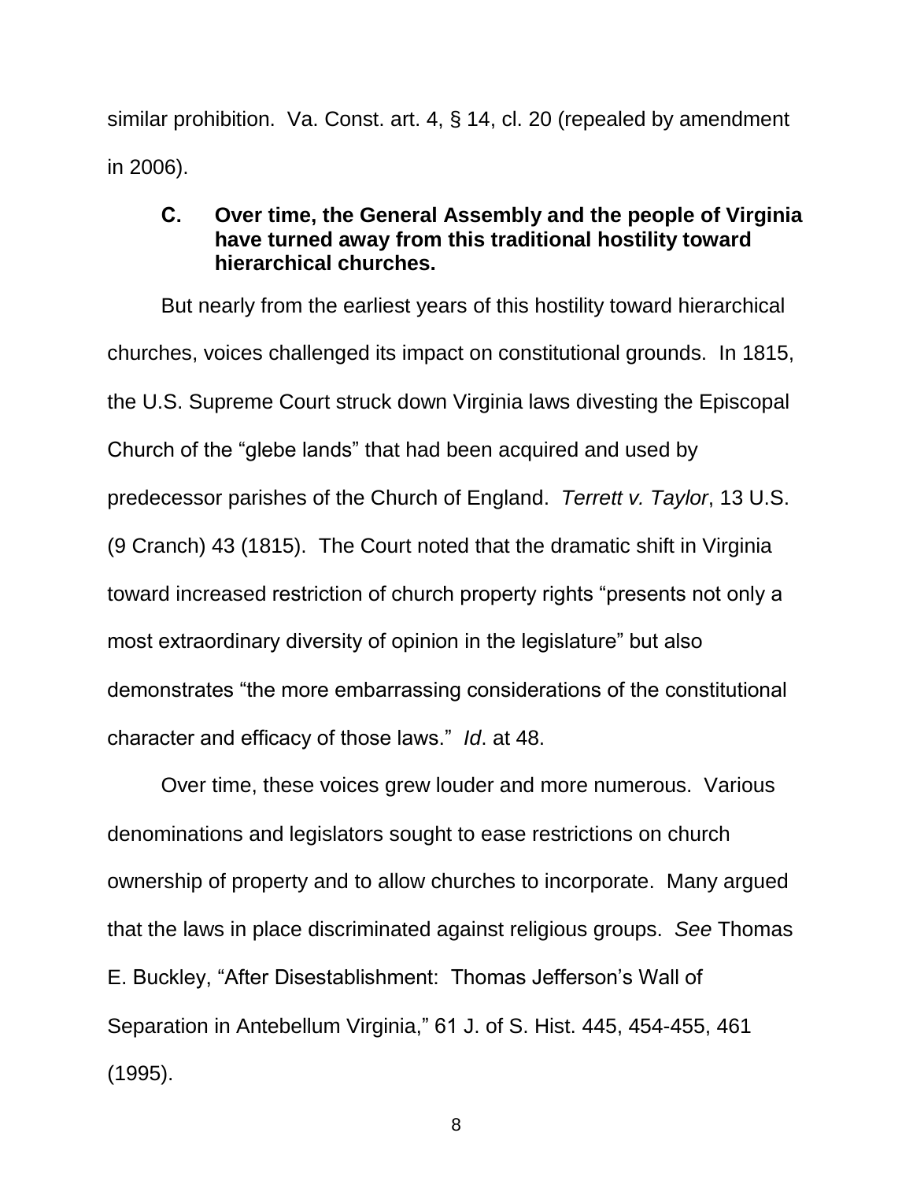similar prohibition. Va. Const. art. 4, § 14, cl. 20 (repealed by amendment in 2006).

### C. Over time, the General Assembly and the people of Virginia have turned away from this traditional hostility toward hierarchical churches.

But nearly from the earliest years of this hostility toward hierarchical churches, voices challenged its impact on constitutional grounds. In 1815, the U.S. Supreme Court struck down Virginia laws divesting the Episcopal Church of the "glebe lands" that had been acquired and used by predecessor parishes of the Church of England. *Terrett v. Taylor*, 13 U.S. (9 Cranch) 43 (1815). The Court noted that the dramatic shift in Virginia toward increased restriction of church property rights "presents not only a most extraordinary diversity of opinion in the legislature" but also demonstrates "the more embarrassing considerations of the constitutional character and efficacy of those laws." *Id*. at 48.

Over time, these voices grew louder and more numerous. Various denominations and legislators sought to ease restrictions on church ownership of property and to allow churches to incorporate. Many argued that the laws in place discriminated against religious groups. *See* Thomas E. Buckley, "After Disestablishment: Thomas Jefferson's Wall of Separation in Antebellum Virginia," 61 J. of S. Hist. 445, 454-455, 461 (1995).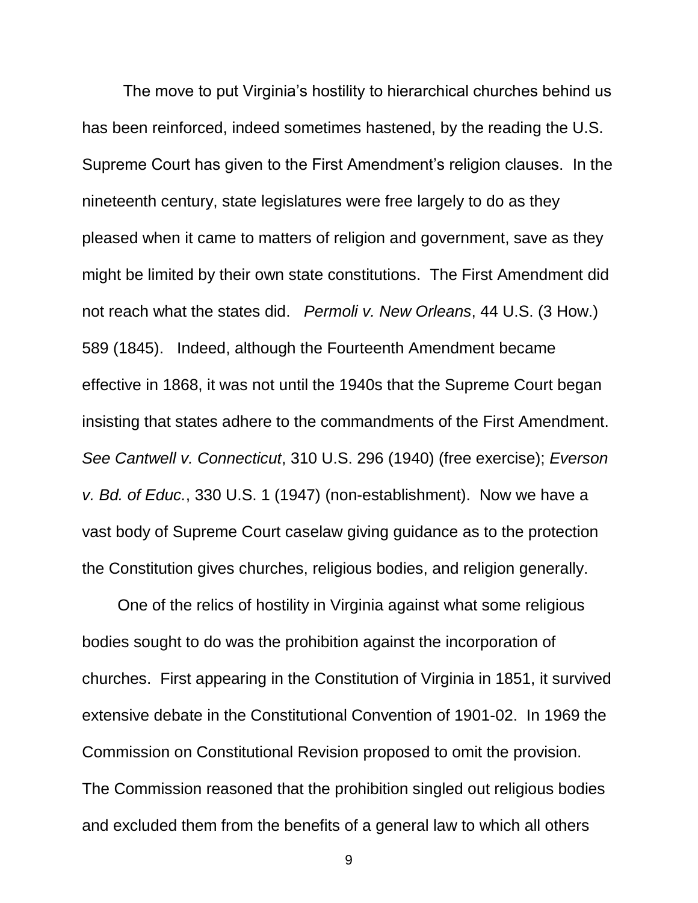The move to put Virginia's hostility to hierarchical churches behind us has been reinforced, indeed sometimes hastened, by the reading the U.S. Supreme Court has given to the First Amendment's religion clauses. In the nineteenth century, state legislatures were free largely to do as they pleased when it came to matters of religion and government, save as they might be limited by their own state constitutions. The First Amendment did not reach what the states did. *Permoli v. New Orleans*, 44 U.S. (3 How.) 589 (1845). Indeed, although the Fourteenth Amendment became effective in 1868, it was not until the 1940s that the Supreme Court began insisting that states adhere to the commandments of the First Amendment. *See Cantwell v. Connecticut*, 310 U.S. 296 (1940) (free exercise); *Everson v. Bd. of Educ.*, 330 U.S. 1 (1947) (non-establishment). Now we have a vast body of Supreme Court caselaw giving guidance as to the protection the Constitution gives churches, religious bodies, and religion generally.

One of the relics of hostility in Virginia against what some religious bodies sought to do was the prohibition against the incorporation of churches. First appearing in the Constitution of Virginia in 1851, it survived extensive debate in the Constitutional Convention of 1901-02. In 1969 the Commission on Constitutional Revision proposed to omit the provision. The Commission reasoned that the prohibition singled out religious bodies and excluded them from the benefits of a general law to which all others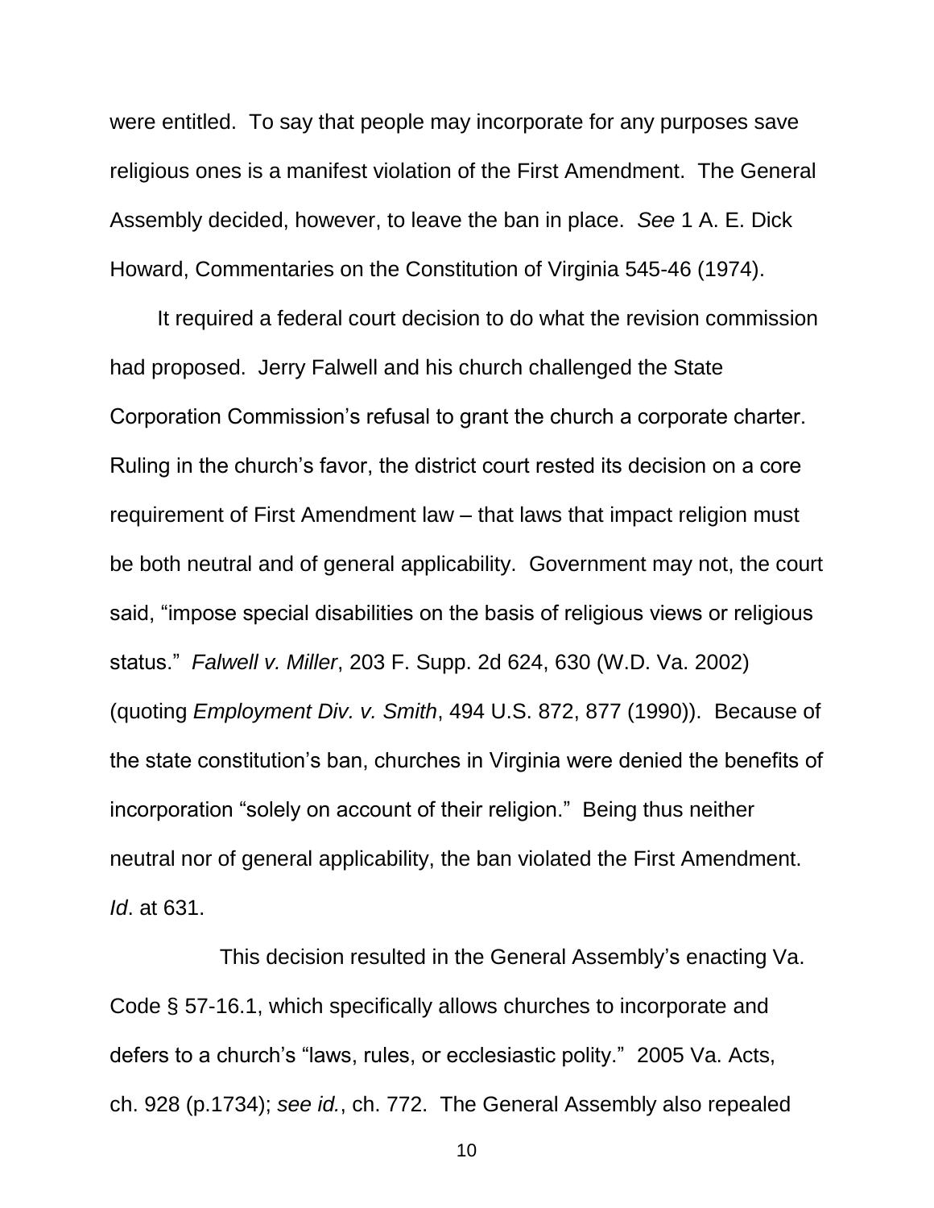were entitled. To say that people may incorporate for any purposes save religious ones is a manifest violation of the First Amendment. The General Assembly decided, however, to leave the ban in place. *See* 1 A. E. Dick Howard, Commentaries on the Constitution of Virginia 545-46 (1974).

It required a federal court decision to do what the revision commission had proposed. Jerry Falwell and his church challenged the State Corporation Commission's refusal to grant the church a corporate charter. Ruling in the church's favor, the district court rested its decision on a core requirement of First Amendment law – that laws that impact religion must be both neutral and of general applicability. Government may not, the court said, "impose special disabilities on the basis of religious views or religious status." *Falwell v. Miller*, 203 F. Supp. 2d 624, 630 (W.D. Va. 2002) (quoting *Employment Div. v. Smith*, 494 U.S. 872, 877 (1990)). Because of the state constitution's ban, churches in Virginia were denied the benefits of incorporation "solely on account of their religion." Being thus neither neutral nor of general applicability, the ban violated the First Amendment. *Id*. at 631.

This decision resulted in the General Assembly's enacting Va. Code § 57-16.1, which specifically allows churches to incorporate and defers to a church's "laws, rules, or ecclesiastic polity." 2005 Va. Acts, ch. 928 (p.1734); *see id.*, ch. 772. The General Assembly also repealed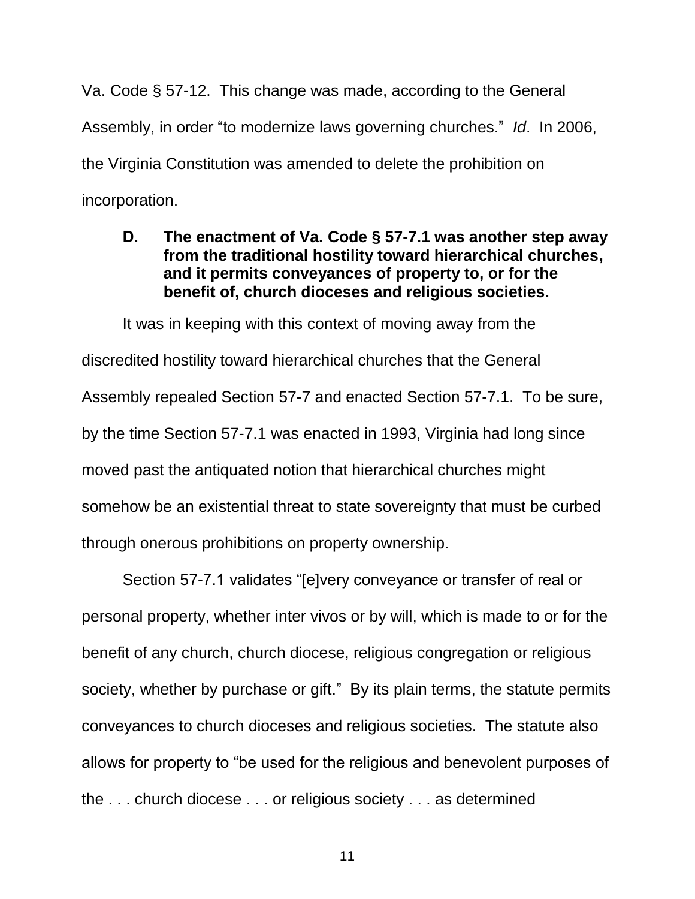Va. Code § 57-12. This change was made, according to the General Assembly, in order "to modernize laws governing churches." *Id*. In 2006, the Virginia Constitution was amended to delete the prohibition on incorporation.

### D. The enactment of Va. Code § 57-7.1 was another step away from the traditional hostility toward hierarchical churches, and it permits conveyances of property to, or for the benefit of, church dioceses and religious societies.

It was in keeping with this context of moving away from the discredited hostility toward hierarchical churches that the General Assembly repealed Section 57-7 and enacted Section 57-7.1. To be sure, by the time Section 57-7.1 was enacted in 1993, Virginia had long since moved past the antiquated notion that hierarchical churches might somehow be an existential threat to state sovereignty that must be curbed through onerous prohibitions on property ownership.

Section 57-7.1 validates "[e]very conveyance or transfer of real or personal property, whether inter vivos or by will, which is made to or for the benefit of any church, church diocese, religious congregation or religious society, whether by purchase or gift." By its plain terms, the statute permits conveyances to church dioceses and religious societies. The statute also allows for property to "be used for the religious and benevolent purposes of the . . . church diocese . . . or religious society . . . as determined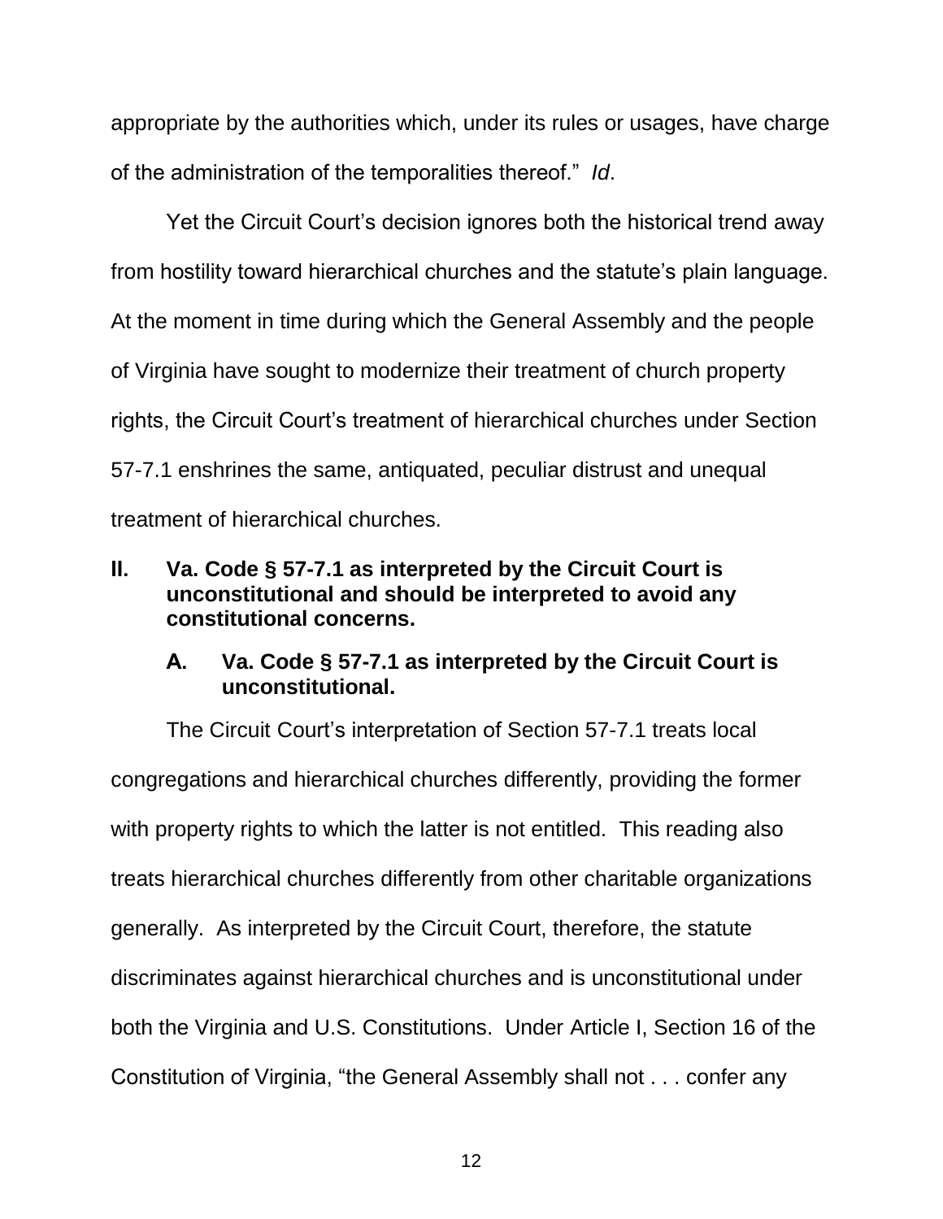appropriate by the authorities which, under its rules or usages, have charge of the administration of the temporalities thereof." *Id*.

Yet the Circuit Court's decision ignores both the historical trend away from hostility toward hierarchical churches and the statute's plain language. At the moment in time during which the General Assembly and the people of Virginia have sought to modernize their treatment of church property rights, the Circuit Court's treatment of hierarchical churches under Section 57-7.1 enshrines the same, antiquated, peculiar distrust and unequal treatment of hierarchical churches.

## II. Va. Code § 57-7.1 as interpreted by the Circuit Court is unconstitutional and should be interpreted to avoid any constitutional concerns.

### A. Va. Code § 57-7.1 as interpreted by the Circuit Court is unconstitutional.

The Circuit Court's interpretation of Section 57-7.1 treats local congregations and hierarchical churches differently, providing the former with property rights to which the latter is not entitled. This reading also treats hierarchical churches differently from other charitable organizations generally. As interpreted by the Circuit Court, therefore, the statute discriminates against hierarchical churches and is unconstitutional under both the Virginia and U.S. Constitutions. Under Article I, Section 16 of the Constitution of Virginia, "the General Assembly shall not . . . confer any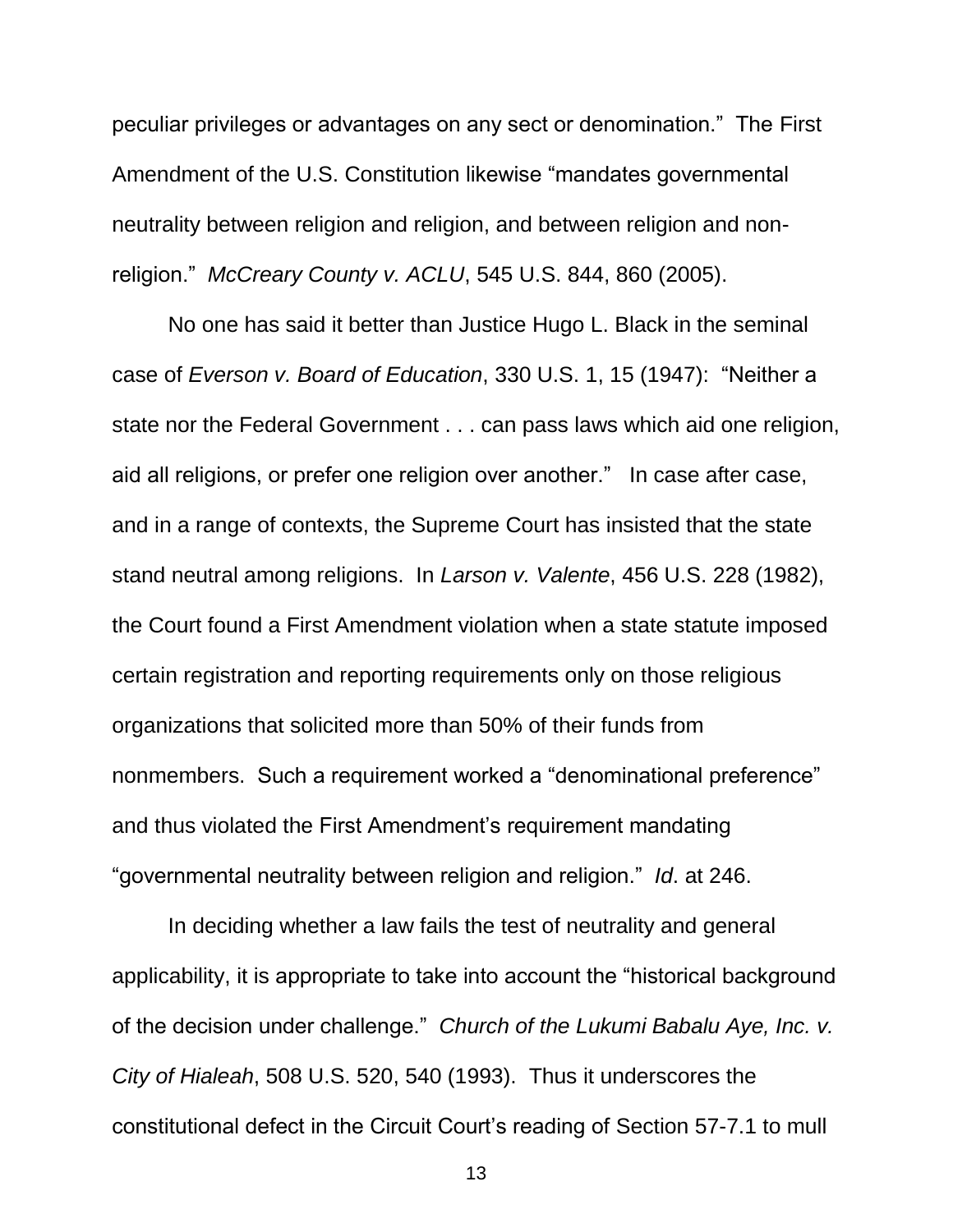peculiar privileges or advantages on any sect or denomination." The First Amendment of the U.S. Constitution likewise "mandates governmental neutrality between religion and religion, and between religion and non-religion." *McCreary County v. ACLU*, 545 U.S. 844, 860 (2005).

No one has said it better than Justice Hugo L. Black in the seminal case of *Everson v. Board of Education*, 330 U.S. 1, 15 (1947): "Neither a state nor the Federal Government . . . can pass laws which aid one religion, aid all religions, or prefer one religion over another." In case after case, and in a range of contexts, the Supreme Court has insisted that the state stand neutral among religions. In *Larson v. Valente*, 456 U.S. 228 (1982), the Court found a First Amendment violation when a state statute imposed certain registration and reporting requirements only on those religious organizations that solicited more than 50% of their funds from nonmembers. Such a requirement worked a "denominational preference" and thus violated the First Amendment's requirement mandating "governmental neutrality between religion and religion." *Id*. at 246.

In deciding whether a law fails the test of neutrality and general applicability, it is appropriate to take into account the "historical background of the decision under challenge." *Church of the Lukumi Babalu Aye, Inc. v. City of Hialeah*, 508 U.S. 520, 540 (1993). Thus it underscores the constitutional defect in the Circuit Court's reading of Section 57-7.1 to mull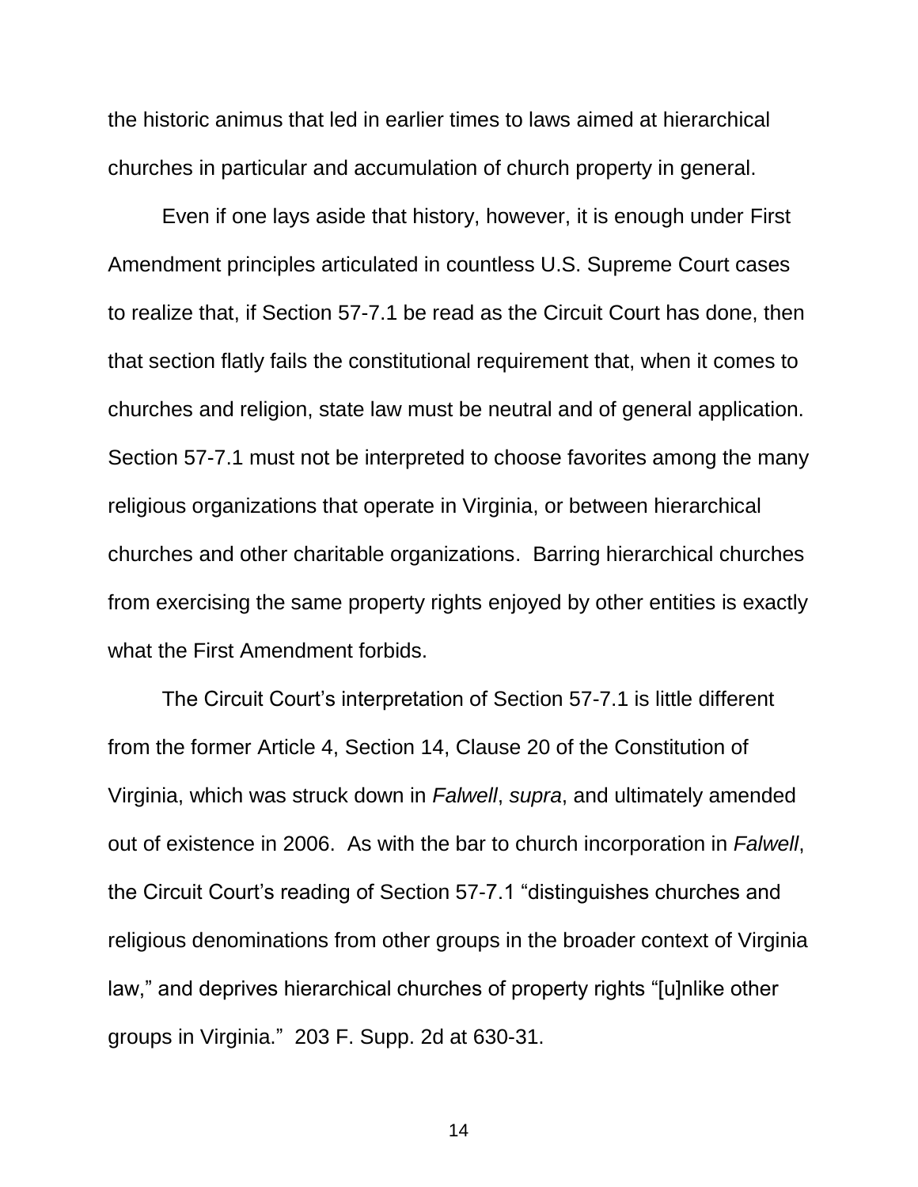the historic animus that led in earlier times to laws aimed at hierarchical churches in particular and accumulation of church property in general.

Even if one lays aside that history, however, it is enough under First Amendment principles articulated in countless U.S. Supreme Court cases to realize that, if Section 57-7.1 be read as the Circuit Court has done, then that section flatly fails the constitutional requirement that, when it comes to churches and religion, state law must be neutral and of general application. Section 57-7.1 must not be interpreted to choose favorites among the many religious organizations that operate in Virginia, or between hierarchical churches and other charitable organizations. Barring hierarchical churches from exercising the same property rights enjoyed by other entities is exactly what the First Amendment forbids.

The Circuit Court's interpretation of Section 57-7.1 is little different from the former Article 4, Section 14, Clause 20 of the Constitution of Virginia, which was struck down in *Falwell*, *supra*, and ultimately amended out of existence in 2006. As with the bar to church incorporation in *Falwell*, the Circuit Court's reading of Section 57-7.1 "distinguishes churches and religious denominations from other groups in the broader context of Virginia law," and deprives hierarchical churches of property rights "[u]nlike other groups in Virginia." 203 F. Supp. 2d at 630-31.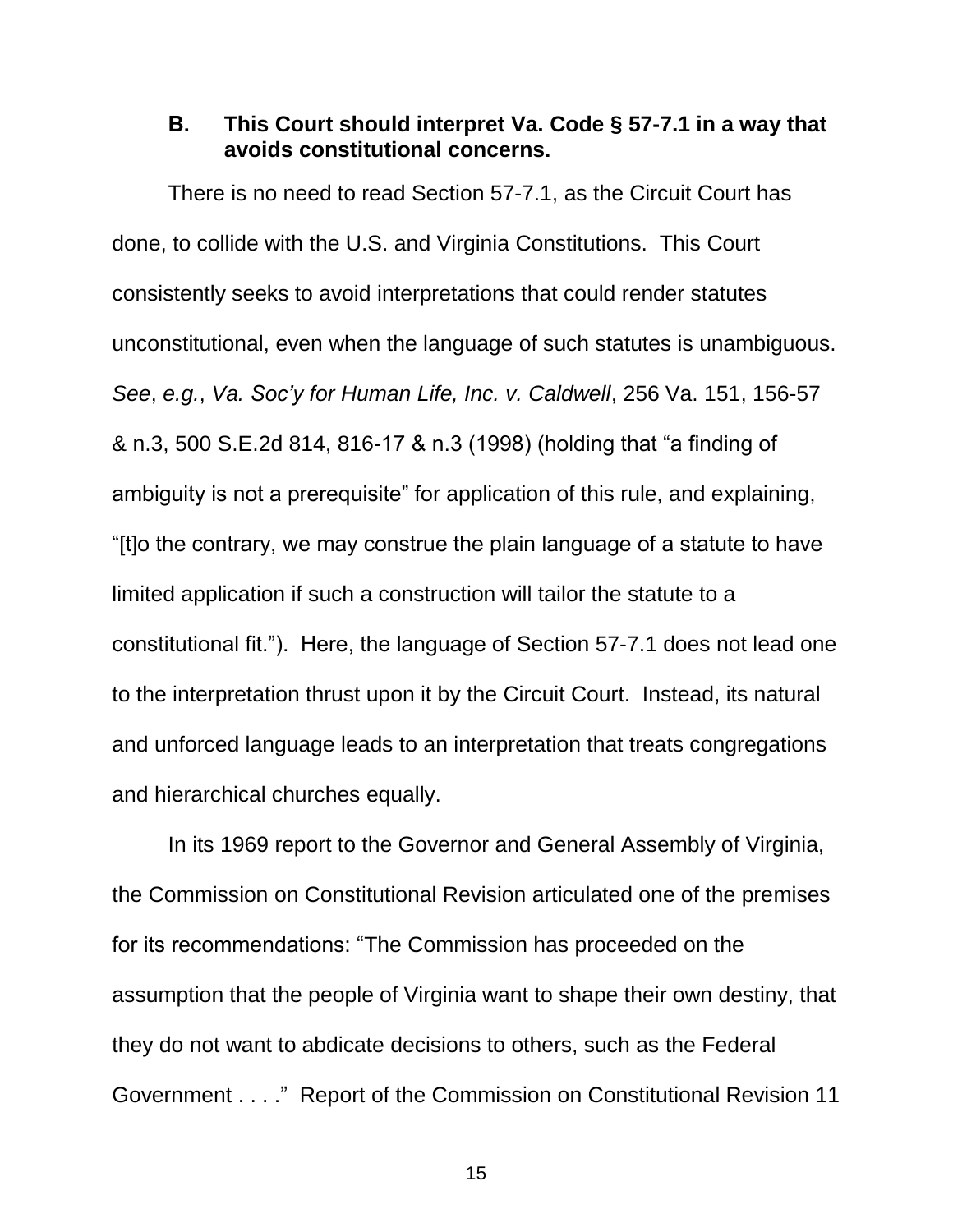### B. This Court should interpret Va. Code § 57-7.1 in a way that avoids constitutional concerns.

There is no need to read Section 57-7.1, as the Circuit Court has done, to collide with the U.S. and Virginia Constitutions. This Court consistently seeks to avoid interpretations that could render statutes unconstitutional, even when the language of such statutes is unambiguous. *See*, *e.g.*, *Va. Soc'y for Human Life, Inc. v. Caldwell*, 256 Va. 151, 156-57 & n.3, 500 S.E.2d 814, 816-17 & n.3 (1998) (holding that "a finding of ambiguity is not a prerequisite" for application of this rule, and explaining, "[t]o the contrary, we may construe the plain language of a statute to have limited application if such a construction will tailor the statute to a constitutional fit."). Here, the language of Section 57-7.1 does not lead one to the interpretation thrust upon it by the Circuit Court. Instead, its natural and unforced language leads to an interpretation that treats congregations and hierarchical churches equally.

In its 1969 report to the Governor and General Assembly of Virginia, the Commission on Constitutional Revision articulated one of the premises for its recommendations: "The Commission has proceeded on the assumption that the people of Virginia want to shape their own destiny, that they do not want to abdicate decisions to others, such as the Federal Government . . . ." Report of the Commission on Constitutional Revision 11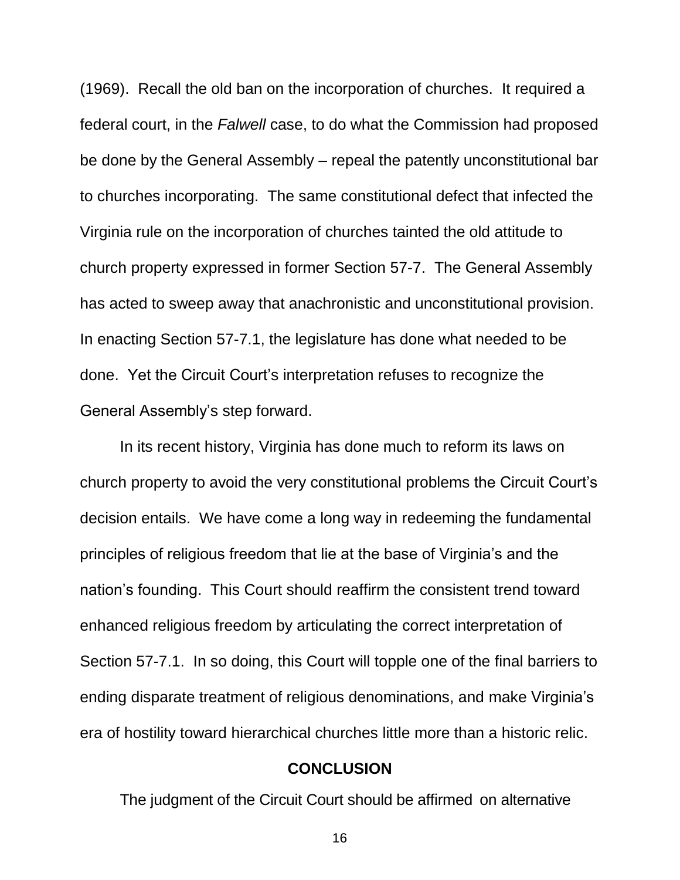(1969). Recall the old ban on the incorporation of churches. It required a federal court, in the *Falwell* case, to do what the Commission had proposed be done by the General Assembly – repeal the patently unconstitutional bar to churches incorporating. The same constitutional defect that infected the Virginia rule on the incorporation of churches tainted the old attitude to church property expressed in former Section 57-7. The General Assembly has acted to sweep away that anachronistic and unconstitutional provision. In enacting Section 57-7.1, the legislature has done what needed to be done. Yet the Circuit Court's interpretation refuses to recognize the General Assembly's step forward.

In its recent history, Virginia has done much to reform its laws on church property to avoid the very constitutional problems the Circuit Court's decision entails. We have come a long way in redeeming the fundamental principles of religious freedom that lie at the base of Virginia's and the nation's founding. This Court should reaffirm the consistent trend toward enhanced religious freedom by articulating the correct interpretation of Section 57-7.1. In so doing, this Court will topple one of the final barriers to ending disparate treatment of religious denominations, and make Virginia's era of hostility toward hierarchical churches little more than a historic relic.

## CONCLUSION

The judgment of the Circuit Court should be affirmed on alternative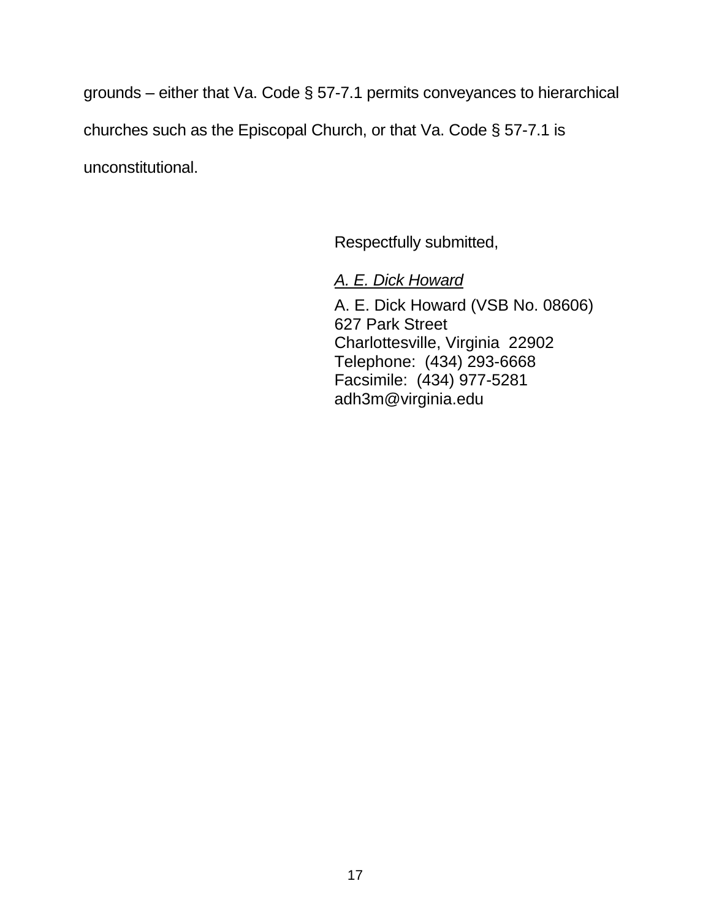grounds – either that Va. Code § 57-7.1 permits conveyances to hierarchical churches such as the Episcopal Church, or that Va. Code § 57-7.1 is unconstitutional.

Respectfully submitted,

*A. E. Dick Howard*

A. E. Dick Howard (VSB No. 08606)
627 Park Street
Charlottesville, Virginia 22902
Telephone: (434) 293-6668
Facsimile: (434) 977-5281
adh3m@virginia.edu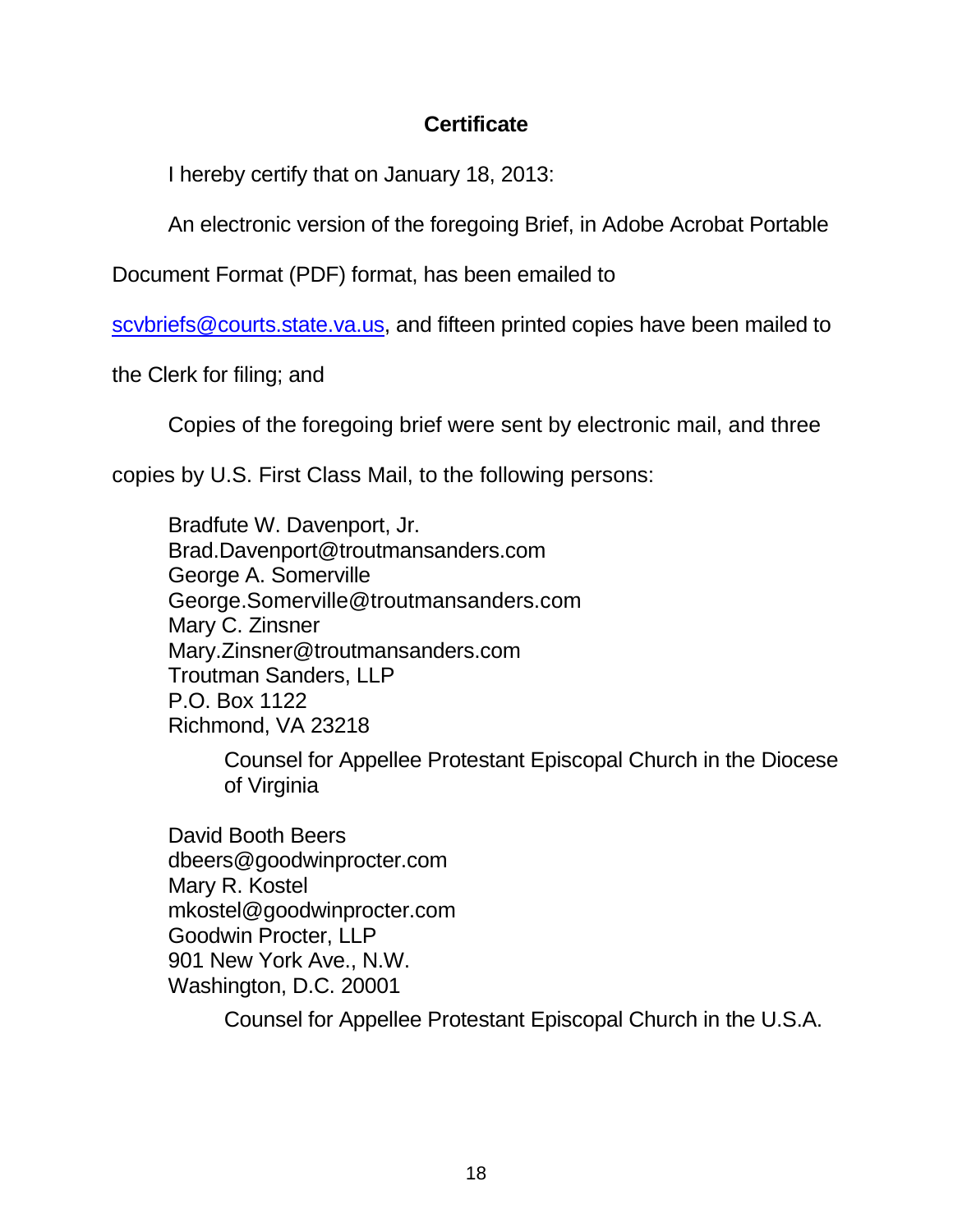## Certificate

I hereby certify that on January 18, 2013:

An electronic version of the foregoing Brief, in Adobe Acrobat Portable Document Format (PDF) format, has been emailed to scvbriefs@courts.state.va.us, and fifteen printed copies have been mailed to the Clerk for filing; and

Copies of the foregoing brief were sent by electronic mail, and three copies by U.S. First Class Mail, to the following persons:

Bradfute W. Davenport, Jr.
Brad.Davenport@troutmansanders.com
George A. Somerville
George.Somerville@troutmansanders.com
Mary C. Zinsner
Mary.Zinsner@troutmansanders.com
Troutman Sanders, LLP
P.O. Box 1122
Richmond, VA 23218

Counsel for Appellee Protestant Episcopal Church in the Diocese of Virginia

David Booth Beers
dbeers@goodwinprocter.com
Mary R. Kostel
mkostel@goodwinprocter.com
Goodwin Procter, LLP
901 New York Ave., N.W.
Washington, D.C. 20001

Counsel for Appellee Protestant Episcopal Church in the U.S.A.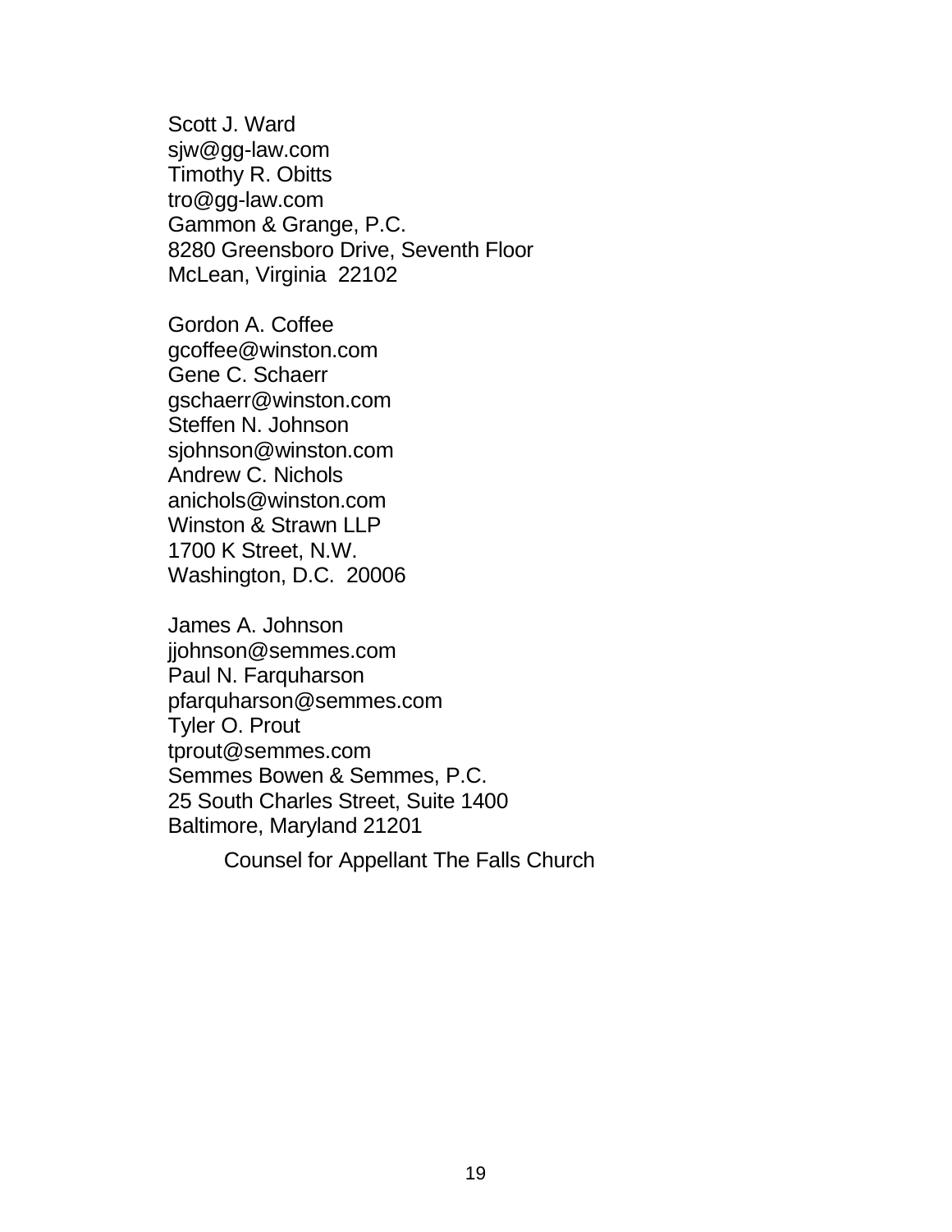Scott J. Ward
sjw@gg-law.com
Timothy R. Obitts
tro@gg-law.com
Gammon & Grange, P.C.
8280 Greensboro Drive, Seventh Floor
McLean, Virginia 22102

Gordon A. Coffee
gcoffee@winston.com
Gene C. Schaerr
gschaerr@winston.com
Steffen N. Johnson
sjohnson@winston.com
Andrew C. Nichols
anichols@winston.com
Winston & Strawn LLP
1700 K Street, N.W.
Washington, D.C. 20006

James A. Johnson
jjohnson@semmes.com
Paul N. Farquharson
pfarquharson@semmes.com
Tyler O. Prout
tprout@semmes.com
Semmes Bowen & Semmes, P.C.
25 South Charles Street, Suite 1400
Baltimore, Maryland 21201

Counsel for Appellant The Falls Church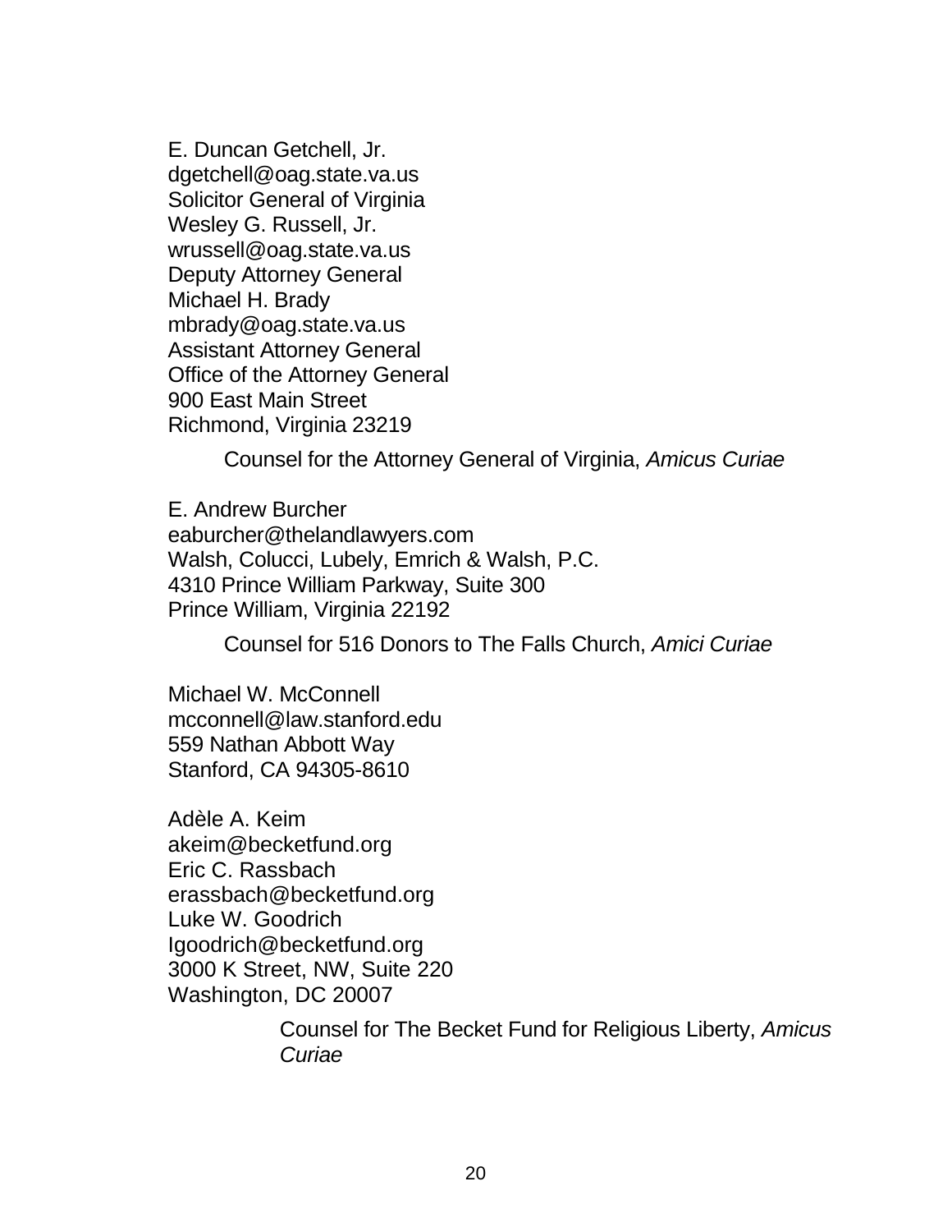E. Duncan Getchell, Jr.
dgetchell@oag.state.va.us
Solicitor General of Virginia
Wesley G. Russell, Jr.
wrussell@oag.state.va.us
Deputy Attorney General
Michael H. Brady
mbrady@oag.state.va.us
Assistant Attorney General
Office of the Attorney General
900 East Main Street
Richmond, Virginia 23219

Counsel for the Attorney General of Virginia, *Amicus Curiae*

E. Andrew Burcher
eaburcher@thelandlawyers.com
Walsh, Colucci, Lubely, Emrich & Walsh, P.C.
4310 Prince William Parkway, Suite 300
Prince William, Virginia 22192

Counsel for 516 Donors to The Falls Church, *Amici Curiae*

Michael W. McConnell
mcconnell@law.stanford.edu
559 Nathan Abbott Way
Stanford, CA 94305-8610

Adèle A. Keim
akeim@becketfund.org
Eric C. Rassbach
erassbach@becketfund.org
Luke W. Goodrich
lgoodrich@becketfund.org
3000 K Street, NW, Suite 220
Washington, DC 20007

Counsel for The Becket Fund for Religious Liberty, *Amicus Curiae*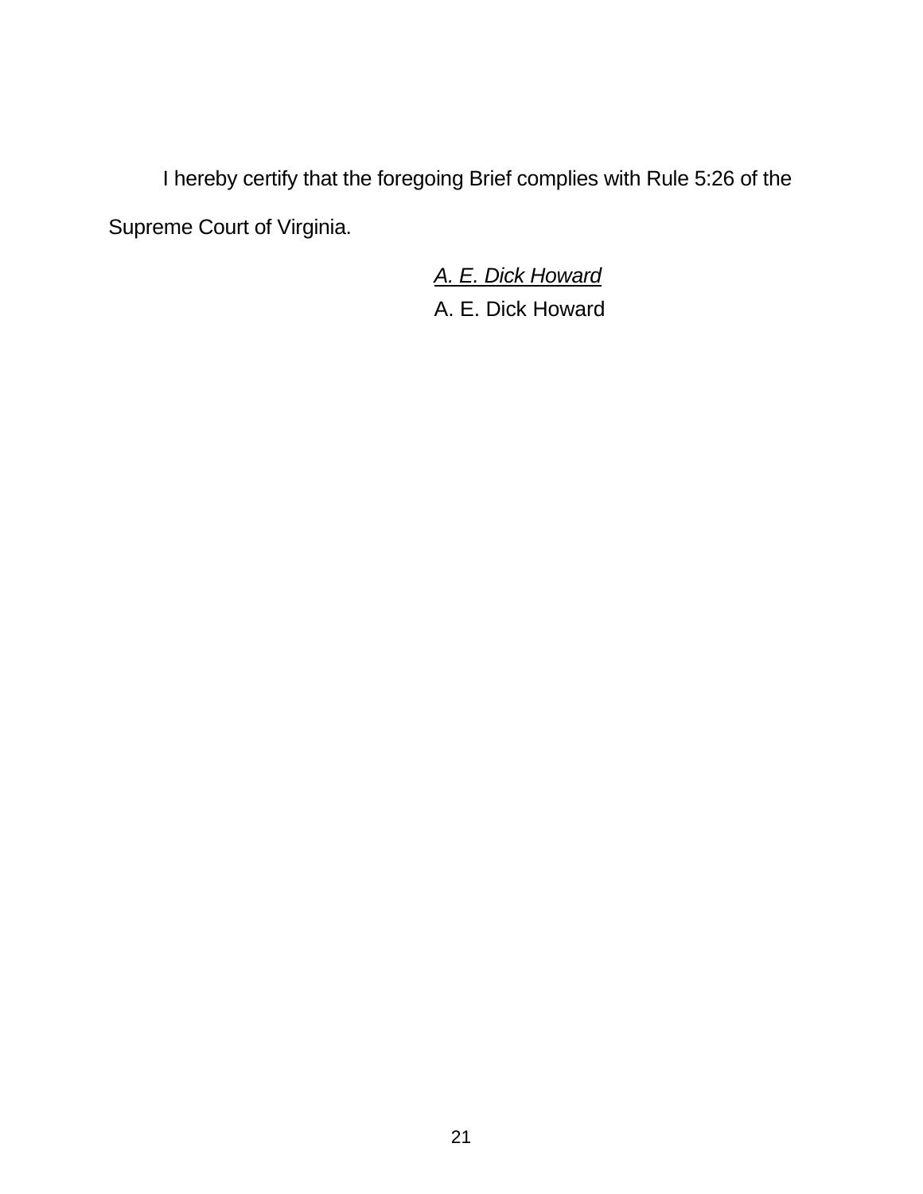I hereby certify that the foregoing Brief complies with Rule 5:26 of the Supreme Court of Virginia.

*A. E. Dick Howard*
A. E. Dick Howard